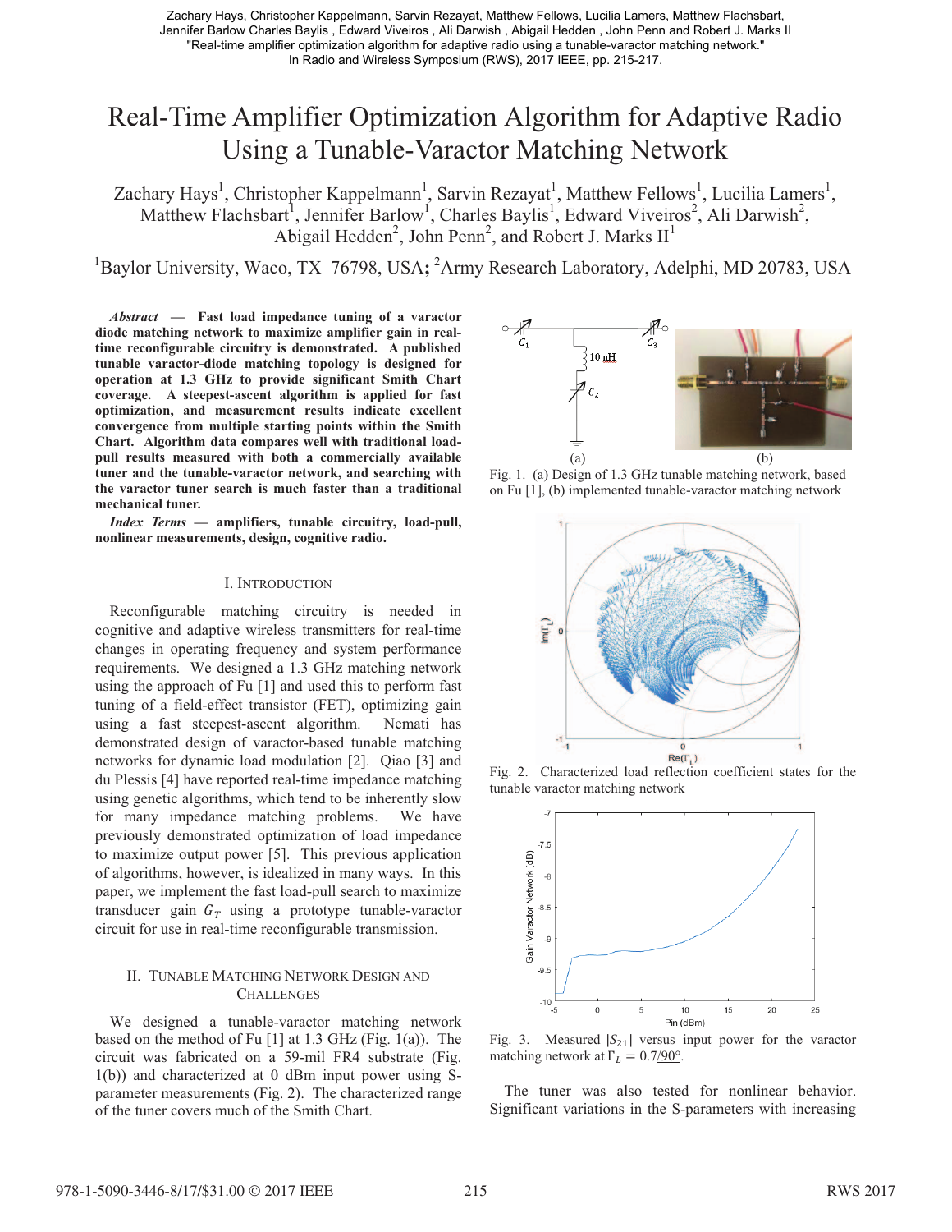Zachary Hays, Christopher Kappelmann, Sarvin Rezayat, Matthew Fellows, Lucilia Lamers, Matthew Flachsbart, Jennifer Barlow Charles Baylis , Edward Viveiros , Ali Darwish , Abigail Hedden , John Penn and Robert J. Marks II "Real-time amplifier optimization algorithm for adaptive radio using a tunable-varactor matching network." In Radio and Wireless Symposium (RWS), 2017 IEEE, pp. 215-217.

# Real-Time Amplifier Optimization Algorithm for Adaptive Radio Using a Tunable-Varactor Matching Network

Zachary Hays[1], Christopher Kappelmann[1], Sarvin Rezayat[1], Matthew Fellows[1], Lucilia Lamers[1], Matthew Flachsbart[1], Jennifer Barlow[1], Charles Baylis[1], Edward Viveiros[2], Ali Darwish[2], Abigail Hedden[2], John Penn[2], and Robert J. Marks II[1]

[1]Baylor University, Waco, TX 76798, USA; [2]Army Research Laboratory, Adelphi, MD 20783, USA

***Abstract* — Fast load impedance tuning of a varactor diode matching network to maximize amplifier gain in real-time reconfigurable circuitry is demonstrated. A published tunable varactor-diode matching topology is designed for operation at 1.3 GHz to provide significant Smith Chart coverage. A steepest-ascent algorithm is applied for fast optimization, and measurement results indicate excellent convergence from multiple starting points within the Smith Chart. Algorithm data compares well with traditional load-pull results measured with both a commercially available tuner and the tunable-varactor network, and searching with the varactor tuner search is much faster than a traditional mechanical tuner.**

***Index Terms* — amplifiers, tunable circuitry, load-pull, nonlinear measurements, design, cognitive radio.**

## I. Introduction

Reconfigurable matching circuitry is needed in cognitive and adaptive wireless transmitters for real-time changes in operating frequency and system performance requirements. We designed a 1.3 GHz matching network using the approach of Fu [1] and used this to perform fast tuning of a field-effect transistor (FET), optimizing gain using a fast steepest-ascent algorithm. Nemati has demonstrated design of varactor-based tunable matching networks for dynamic load modulation [2]. Qiao [3] and du Plessis [4] have reported real-time impedance matching using genetic algorithms, which tend to be inherently slow for many impedance matching problems. We have previously demonstrated optimization of load impedance to maximize output power [5]. This previous application of algorithms, however, is idealized in many ways. In this paper, we implement the fast load-pull search to maximize transducer gain $G_T$ using a prototype tunable-varactor circuit for use in real-time reconfigurable transmission.

## II. Tunable Matching Network Design and Challenges

We designed a tunable-varactor matching network based on the method of Fu [1] at 1.3 GHz (Fig. 1(a)). The circuit was fabricated on a 59-mil FR4 substrate (Fig. 1(b)) and characterized at 0 dBm input power using S-parameter measurements (Fig. 2). The characterized range of the tuner covers much of the Smith Chart.

Fig. 1. (a) Design of 1.3 GHz tunable matching network, based on Fu [1], (b) implemented tunable-varactor matching network

Fig. 2. Characterized load reflection coefficient states for the tunable varactor matching network

Fig. 3. Measured $|S_{21}|$ versus input power for the varactor matching network at $\Gamma_L = 0.7\angle 90°$.

The tuner was also tested for nonlinear behavior. Significant variations in the S-parameters with increasing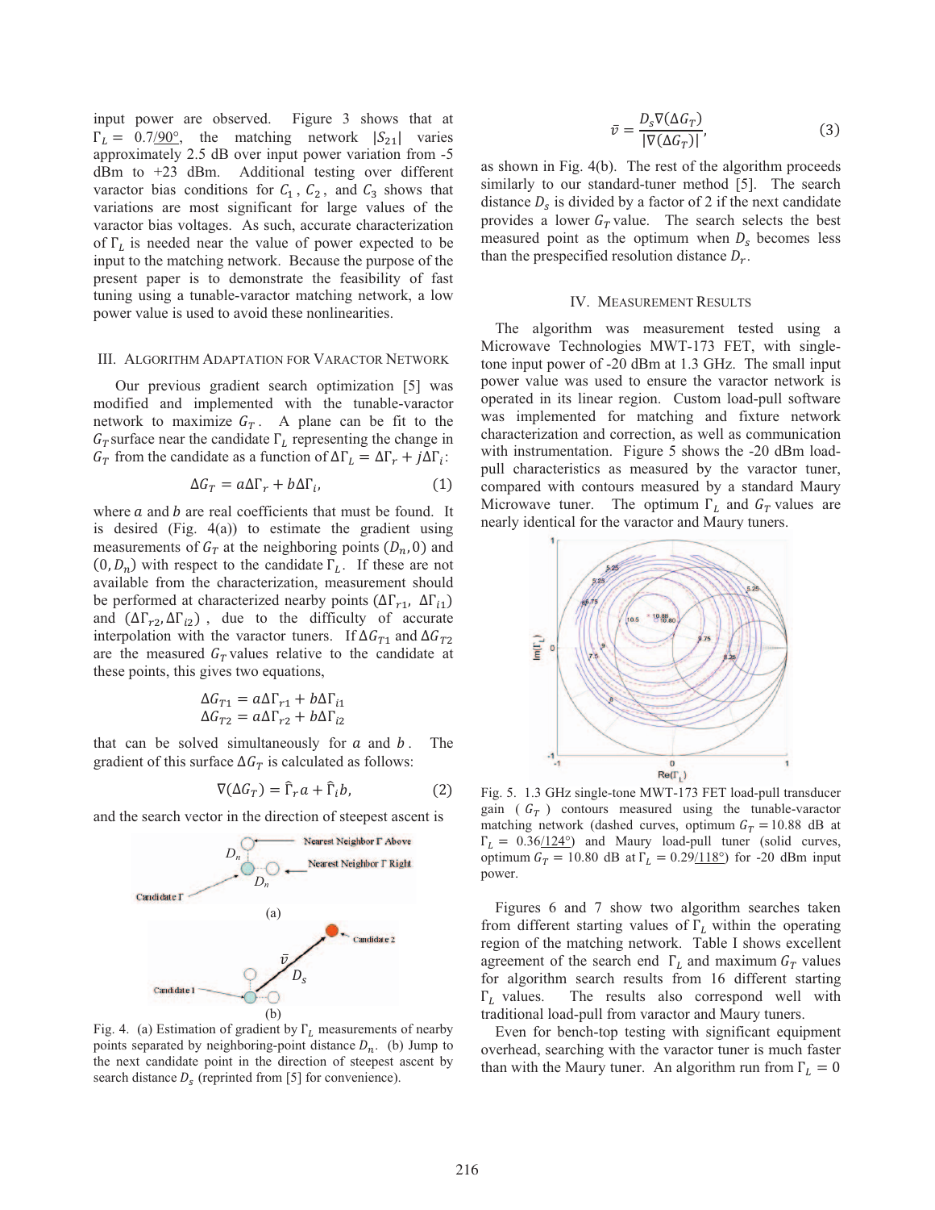input power are observed. Figure 3 shows that at $\Gamma_L = 0.7\underline{/90°}$, the matching network $|S_{21}|$ varies approximately 2.5 dB over input power variation from -5 dBm to +23 dBm. Additional testing over different varactor bias conditions for $C_1$, $C_2$, and $C_3$ shows that variations are most significant for large values of the varactor bias voltages. As such, accurate characterization of $\Gamma_L$ is needed near the value of power expected to be input to the matching network. Because the purpose of the present paper is to demonstrate the feasibility of fast tuning using a tunable-varactor matching network, a low power value is used to avoid these nonlinearities.

## III. Algorithm Adaptation for Varactor Network

Our previous gradient search optimization [5] was modified and implemented with the tunable-varactor network to maximize $G_T$. A plane can be fit to the $G_T$ surface near the candidate $\Gamma_L$ representing the change in $G_T$ from the candidate as a function of $\Delta\Gamma_L = \Delta\Gamma_r + j\Delta\Gamma_i$:

$$\Delta G_T = a\Delta\Gamma_r + b\Delta\Gamma_i, \tag{1}$$

where $a$ and $b$ are real coefficients that must be found. It is desired (Fig. 4(a)) to estimate the gradient using measurements of $G_T$ at the neighboring points $(D_n, 0)$ and $(0, D_n)$ with respect to the candidate $\Gamma_L$. If these are not available from the characterization, measurement should be performed at characterized nearby points $(\Delta\Gamma_{r1}, \Delta\Gamma_{i1})$ and $(\Delta\Gamma_{r2}, \Delta\Gamma_{i2})$, due to the difficulty of accurate interpolation with the varactor tuners. If $\Delta G_{T1}$ and $\Delta G_{T2}$ are the measured $G_T$ values relative to the candidate at these points, this gives two equations,

$$\Delta G_{T1} = a\Delta\Gamma_{r1} + b\Delta\Gamma_{i1}$$
$$\Delta G_{T2} = a\Delta\Gamma_{r2} + b\Delta\Gamma_{i2}$$

that can be solved simultaneously for $a$ and $b$. The gradient of this surface $\Delta G_T$ is calculated as follows:

$$\nabla(\Delta G_T) = \hat{\Gamma}_r a + \hat{\Gamma}_i b, \tag{2}$$

and the search vector in the direction of steepest ascent is

Fig. 4. (a) Estimation of gradient by $\Gamma_L$ measurements of nearby points separated by neighboring-point distance $D_n$. (b) Jump to the next candidate point in the direction of steepest ascent by search distance $D_s$ (reprinted from [5] for convenience).

$$\bar{v} = \frac{D_s \nabla(\Delta G_T)}{|\nabla(\Delta G_T)|}, \tag{3}$$

as shown in Fig. 4(b). The rest of the algorithm proceeds similarly to our standard-tuner method [5]. The search distance $D_s$ is divided by a factor of 2 if the next candidate provides a lower $G_T$ value. The search selects the best measured point as the optimum when $D_s$ becomes less than the prespecified resolution distance $D_r$.

## IV. Measurement Results

The algorithm was measurement tested using a Microwave Technologies MWT-173 FET, with single-tone input power of -20 dBm at 1.3 GHz. The small input power value was used to ensure the varactor network is operated in its linear region. Custom load-pull software was implemented for matching and fixture network characterization and correction, as well as communication with instrumentation. Figure 5 shows the -20 dBm load-pull characteristics as measured by the varactor tuner, compared with contours measured by a standard Maury Microwave tuner. The optimum $\Gamma_L$ and $G_T$ values are nearly identical for the varactor and Maury tuners.

Fig. 5. 1.3 GHz single-tone MWT-173 FET load-pull transducer gain ( $G_T$ ) contours measured using the tunable-varactor matching network (dashed curves, optimum $G_T = 10.88$ dB at $\Gamma_L = 0.36\underline{/124°}$) and Maury load-pull tuner (solid curves, optimum $G_T = 10.80$ dB at $\Gamma_L = 0.29\underline{/118°}$) for -20 dBm input power.

Figures 6 and 7 show two algorithm searches taken from different starting values of $\Gamma_L$ within the operating region of the matching network. Table I shows excellent agreement of the search end $\Gamma_L$ and maximum $G_T$ values for algorithm search results from 16 different starting $\Gamma_L$ values. The results also correspond well with traditional load-pull from varactor and Maury tuners.

Even for bench-top testing with significant equipment overhead, searching with the varactor tuner is much faster than with the Maury tuner. An algorithm run from $\Gamma_L = 0$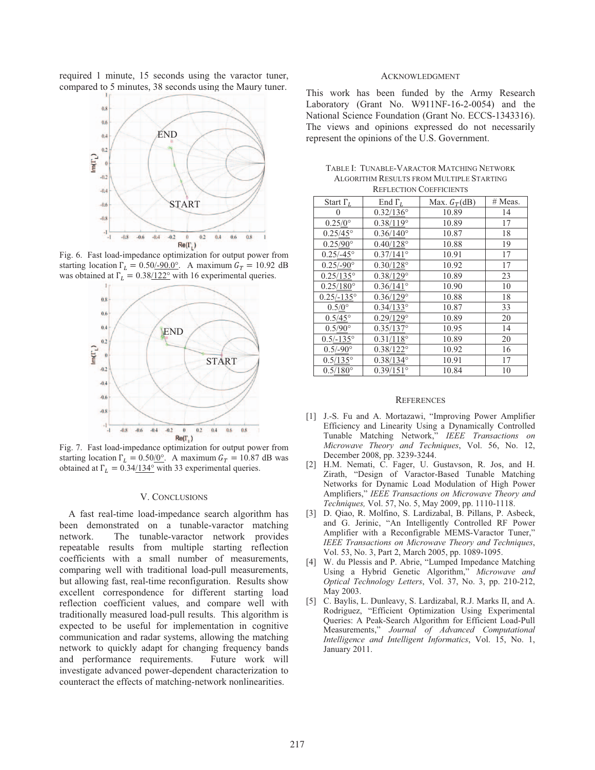required 1 minute, 15 seconds using the varactor tuner, compared to 5 minutes, 38 seconds using the Maury tuner.

END

START

Im(Γ_L)

Re(Γ_L)

Fig. 6. Fast load-impedance optimization for output power from starting location $\Gamma_L = 0.50\underline{/-90.0°}$. A maximum $G_T = 10.92$ dB was obtained at $\Gamma_L = 0.38\underline{/122°}$ with 16 experimental queries.

END

START

Im(Γ_L)

Re(Γ_L)

Fig. 7. Fast load-impedance optimization for output power from starting location $\Gamma_L = 0.50\underline{/0°}$. A maximum $G_T = 10.87$ dB was obtained at $\Gamma_L = 0.34\underline{/134°}$ with 33 experimental queries.

## V. Conclusions

A fast real-time load-impedance search algorithm has been demonstrated on a tunable-varactor matching network. The tunable-varactor network provides repeatable results from multiple starting reflection coefficients with a small number of measurements, comparing well with traditional load-pull measurements, but allowing fast, real-time reconfiguration. Results show excellent correspondence for different starting load reflection coefficient values, and compare well with traditionally measured load-pull results. This algorithm is expected to be useful for implementation in cognitive communication and radar systems, allowing the matching network to quickly adapt for changing frequency bands and performance requirements. Future work will investigate advanced power-dependent characterization to counteract the effects of matching-network nonlinearities.

## Acknowledgment

This work has been funded by the Army Research Laboratory (Grant No. W911NF-16-2-0054) and the National Science Foundation (Grant No. ECCS-1343316). The views and opinions expressed do not necessarily represent the opinions of the U.S. Government.

Table I: Tunable-Varactor Matching Network Algorithm Results from Multiple Starting Reflection Coefficients

| Start $\Gamma_L$ | End $\Gamma_L$ | Max. $G_T$(dB) | # Meas. |
|---|---|---|---|
| 0 | 0.32/136° | 10.89 | 14 |
| 0.25/0° | 0.38/119° | 10.89 | 17 |
| 0.25/45° | 0.36/140° | 10.87 | 18 |
| 0.25/90° | 0.40/128° | 10.88 | 19 |
| 0.25/-45° | 0.37/141° | 10.91 | 17 |
| 0.25/-90° | 0.30/128° | 10.92 | 17 |
| 0.25/135° | 0.38/129° | 10.89 | 23 |
| 0.25/180° | 0.36/141° | 10.90 | 10 |
| 0.25/-135° | 0.36/129° | 10.88 | 18 |
| 0.5/0° | 0.34/133° | 10.87 | 33 |
| 0.5/45° | 0.29/129° | 10.89 | 20 |
| 0.5/90° | 0.35/137° | 10.95 | 14 |
| 0.5/-135° | 0.31/118° | 10.89 | 20 |
| 0.5/-90° | 0.38/122° | 10.92 | 16 |
| 0.5/135° | 0.38/134° | 10.91 | 17 |
| 0.5/180° | 0.39/151° | 10.84 | 10 |

## References

[1] J.-S. Fu and A. Mortazawi, "Improving Power Amplifier Efficiency and Linearity Using a Dynamically Controlled Tunable Matching Network," *IEEE Transactions on Microwave Theory and Techniques*, Vol. 56, No. 12, December 2008, pp. 3239-3244.

[2] H.M. Nemati, C. Fager, U. Gustavson, R. Jos, and H. Zirath, "Design of Varactor-Based Tunable Matching Networks for Dynamic Load Modulation of High Power Amplifiers," *IEEE Transactions on Microwave Theory and Techniques,* Vol. 57, No. 5, May 2009, pp. 1110-1118.

[3] D. Qiao, R. Molfino, S. Lardizabal, B. Pillans, P. Asbeck, and G. Jerinic, "An Intelligently Controlled RF Power Amplifier with a Reconfigrable MEMS-Varactor Tuner," *IEEE Transactions on Microwave Theory and Techniques*, Vol. 53, No. 3, Part 2, March 2005, pp. 1089-1095.

[4] W. du Plessis and P. Abrie, "Lumped Impedance Matching Using a Hybrid Genetic Algorithm," *Microwave and Optical Technology Letters*, Vol. 37, No. 3, pp. 210-212, May 2003.

[5] C. Baylis, L. Dunleavy, S. Lardizabal, R.J. Marks II, and A. Rodriguez, "Efficient Optimization Using Experimental Queries: A Peak-Search Algorithm for Efficient Load-Pull Measurements," *Journal of Advanced Computational Intelligence and Intelligent Informatics*, Vol. 15, No. 1, January 2011.